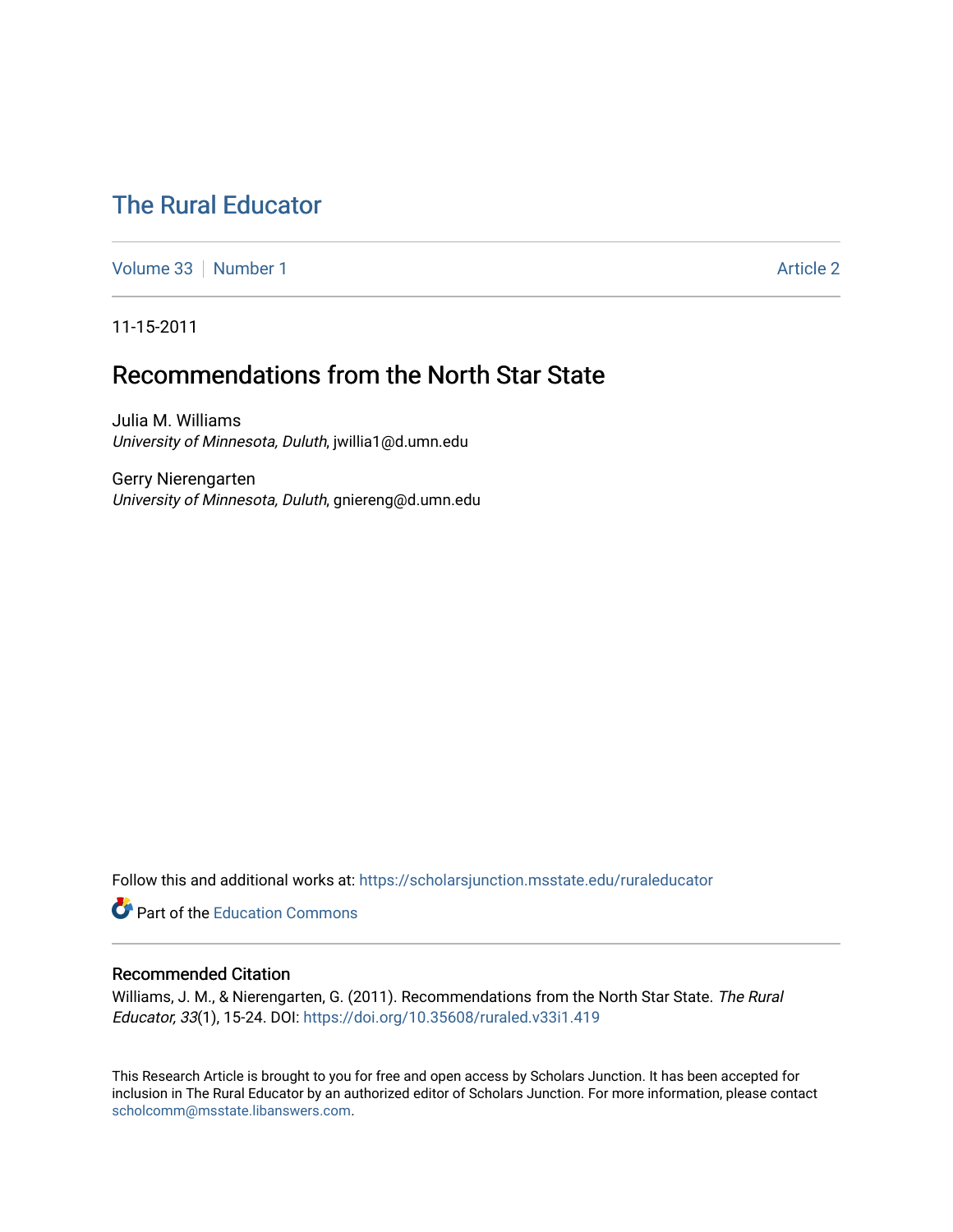# The Rural Educator

Volume 33 | Number 1 | Article 2

11-15-2011

## Recommendations from the North Star State

Julia M. Williams
*University of Minnesota, Duluth*, jwillia1@d.umn.edu

Gerry Nierengarten
*University of Minnesota, Duluth*, gniereng@d.umn.edu

Follow this and additional works at: https://scholarsjunction.msstate.edu/ruraleducator

Part of the Education Commons

### Recommended Citation

Williams, J. M., & Nierengarten, G. (2011). Recommendations from the North Star State. *The Rural Educator, 33*(1), 15-24. DOI: https://doi.org/10.35608/ruraled.v33i1.419

This Research Article is brought to you for free and open access by Scholars Junction. It has been accepted for inclusion in The Rural Educator by an authorized editor of Scholars Junction. For more information, please contact scholcomm@msstate.libanswers.com.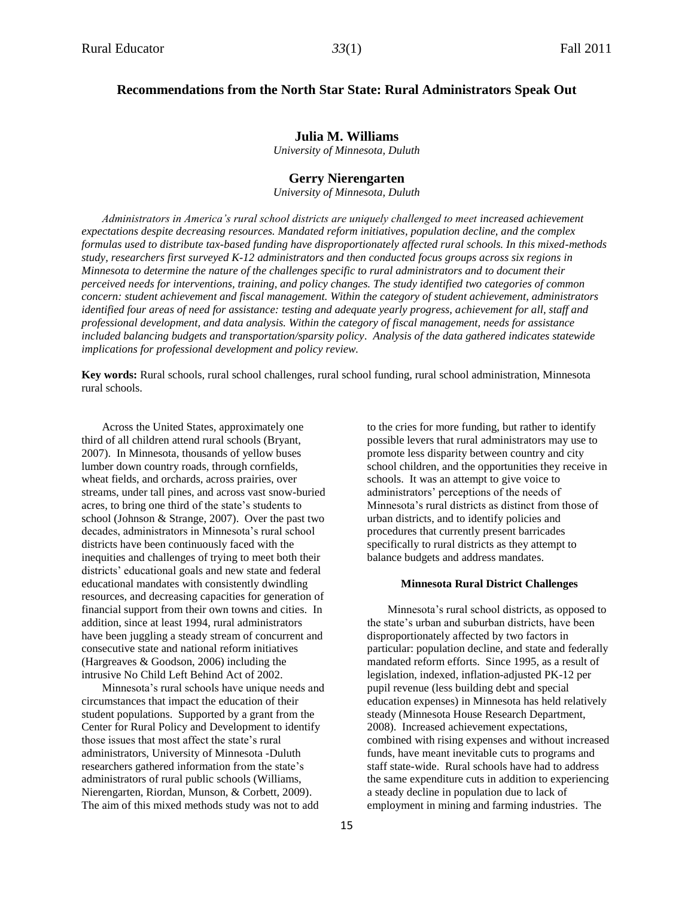# Recommendations from the North Star State: Rural Administrators Speak Out

**Julia M. Williams**
*University of Minnesota, Duluth*

**Gerry Nierengarten**
*University of Minnesota, Duluth*

*Administrators in America's rural school districts are uniquely challenged to meet increased achievement expectations despite decreasing resources. Mandated reform initiatives, population decline, and the complex formulas used to distribute tax-based funding have disproportionately affected rural schools. In this mixed-methods study, researchers first surveyed K-12 administrators and then conducted focus groups across six regions in Minnesota to determine the nature of the challenges specific to rural administrators and to document their perceived needs for interventions, training, and policy changes. The study identified two categories of common concern: student achievement and fiscal management. Within the category of student achievement, administrators identified four areas of need for assistance: testing and adequate yearly progress, achievement for all, staff and professional development, and data analysis. Within the category of fiscal management, needs for assistance included balancing budgets and transportation/sparsity policy. Analysis of the data gathered indicates statewide implications for professional development and policy review.*

**Key words:** Rural schools, rural school challenges, rural school funding, rural school administration, Minnesota rural schools.

Across the United States, approximately one third of all children attend rural schools (Bryant, 2007). In Minnesota, thousands of yellow buses lumber down country roads, through cornfields, wheat fields, and orchards, across prairies, over streams, under tall pines, and across vast snow-buried acres, to bring one third of the state's students to school (Johnson & Strange, 2007). Over the past two decades, administrators in Minnesota's rural school districts have been continuously faced with the inequities and challenges of trying to meet both their districts' educational goals and new state and federal educational mandates with consistently dwindling resources, and decreasing capacities for generation of financial support from their own towns and cities. In addition, since at least 1994, rural administrators have been juggling a steady stream of concurrent and consecutive state and national reform initiatives (Hargreaves & Goodson, 2006) including the intrusive No Child Left Behind Act of 2002.

Minnesota's rural schools have unique needs and circumstances that impact the education of their student populations. Supported by a grant from the Center for Rural Policy and Development to identify those issues that most affect the state's rural administrators, University of Minnesota -Duluth researchers gathered information from the state's administrators of rural public schools (Williams, Nierengarten, Riordan, Munson, & Corbett, 2009). The aim of this mixed methods study was not to add to the cries for more funding, but rather to identify possible levers that rural administrators may use to promote less disparity between country and city school children, and the opportunities they receive in schools. It was an attempt to give voice to administrators' perceptions of the needs of Minnesota's rural districts as distinct from those of urban districts, and to identify policies and procedures that currently present barricades specifically to rural districts as they attempt to balance budgets and address mandates.

### Minnesota Rural District Challenges

Minnesota's rural school districts, as opposed to the state's urban and suburban districts, have been disproportionately affected by two factors in particular: population decline, and state and federally mandated reform efforts. Since 1995, as a result of legislation, indexed, inflation-adjusted PK-12 per pupil revenue (less building debt and special education expenses) in Minnesota has held relatively steady (Minnesota House Research Department, 2008). Increased achievement expectations, combined with rising expenses and without increased funds, have meant inevitable cuts to programs and staff state-wide. Rural schools have had to address the same expenditure cuts in addition to experiencing a steady decline in population due to lack of employment in mining and farming industries. The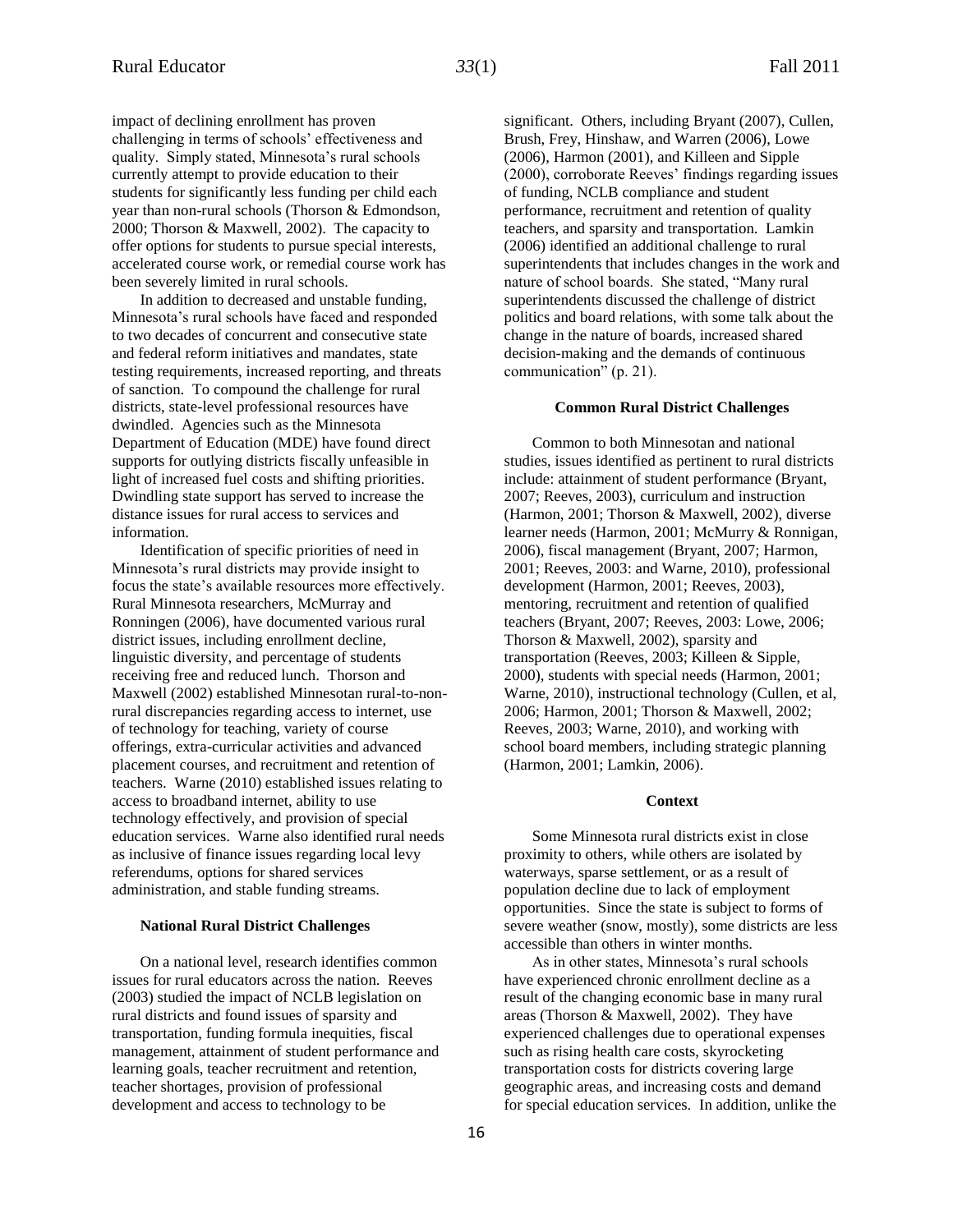impact of declining enrollment has proven challenging in terms of schools' effectiveness and quality. Simply stated, Minnesota's rural schools currently attempt to provide education to their students for significantly less funding per child each year than non-rural schools (Thorson & Edmondson, 2000; Thorson & Maxwell, 2002). The capacity to offer options for students to pursue special interests, accelerated course work, or remedial course work has been severely limited in rural schools.

In addition to decreased and unstable funding, Minnesota's rural schools have faced and responded to two decades of concurrent and consecutive state and federal reform initiatives and mandates, state testing requirements, increased reporting, and threats of sanction. To compound the challenge for rural districts, state-level professional resources have dwindled. Agencies such as the Minnesota Department of Education (MDE) have found direct supports for outlying districts fiscally unfeasible in light of increased fuel costs and shifting priorities. Dwindling state support has served to increase the distance issues for rural access to services and information.

Identification of specific priorities of need in Minnesota's rural districts may provide insight to focus the state's available resources more effectively. Rural Minnesota researchers, McMurray and Ronningen (2006), have documented various rural district issues, including enrollment decline, linguistic diversity, and percentage of students receiving free and reduced lunch. Thorson and Maxwell (2002) established Minnesotan rural-to-non-rural discrepancies regarding access to internet, use of technology for teaching, variety of course offerings, extra-curricular activities and advanced placement courses, and recruitment and retention of teachers. Warne (2010) established issues relating to access to broadband internet, ability to use technology effectively, and provision of special education services. Warne also identified rural needs as inclusive of finance issues regarding local levy referendums, options for shared services administration, and stable funding streams.

### National Rural District Challenges

On a national level, research identifies common issues for rural educators across the nation. Reeves (2003) studied the impact of NCLB legislation on rural districts and found issues of sparsity and transportation, funding formula inequities, fiscal management, attainment of student performance and learning goals, teacher recruitment and retention, teacher shortages, provision of professional development and access to technology to be significant. Others, including Bryant (2007), Cullen, Brush, Frey, Hinshaw, and Warren (2006), Lowe (2006), Harmon (2001), and Killeen and Sipple (2000), corroborate Reeves' findings regarding issues of funding, NCLB compliance and student performance, recruitment and retention of quality teachers, and sparsity and transportation. Lamkin (2006) identified an additional challenge to rural superintendents that includes changes in the work and nature of school boards. She stated, "Many rural superintendents discussed the challenge of district politics and board relations, with some talk about the change in the nature of boards, increased shared decision-making and the demands of continuous communication" (p. 21).

### Common Rural District Challenges

Common to both Minnesotan and national studies, issues identified as pertinent to rural districts include: attainment of student performance (Bryant, 2007; Reeves, 2003), curriculum and instruction (Harmon, 2001; Thorson & Maxwell, 2002), diverse learner needs (Harmon, 2001; McMurry & Ronnigan, 2006), fiscal management (Bryant, 2007; Harmon, 2001; Reeves, 2003: and Warne, 2010), professional development (Harmon, 2001; Reeves, 2003), mentoring, recruitment and retention of qualified teachers (Bryant, 2007; Reeves, 2003: Lowe, 2006; Thorson & Maxwell, 2002), sparsity and transportation (Reeves, 2003; Killeen & Sipple, 2000), students with special needs (Harmon, 2001; Warne, 2010), instructional technology (Cullen, et al, 2006; Harmon, 2001; Thorson & Maxwell, 2002; Reeves, 2003; Warne, 2010), and working with school board members, including strategic planning (Harmon, 2001; Lamkin, 2006).

### Context

Some Minnesota rural districts exist in close proximity to others, while others are isolated by waterways, sparse settlement, or as a result of population decline due to lack of employment opportunities. Since the state is subject to forms of severe weather (snow, mostly), some districts are less accessible than others in winter months.

As in other states, Minnesota's rural schools have experienced chronic enrollment decline as a result of the changing economic base in many rural areas (Thorson & Maxwell, 2002). They have experienced challenges due to operational expenses such as rising health care costs, skyrocketing transportation costs for districts covering large geographic areas, and increasing costs and demand for special education services. In addition, unlike the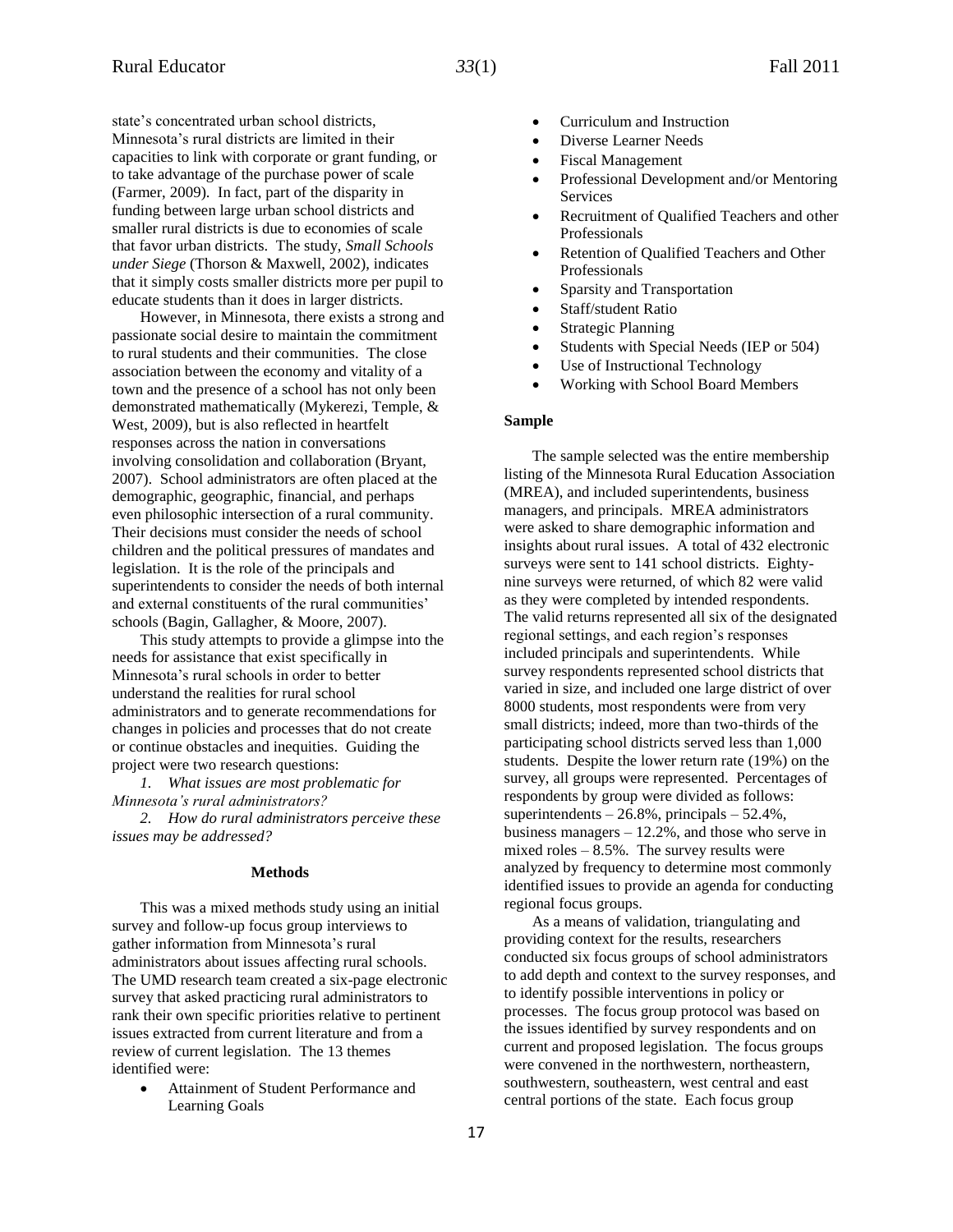state's concentrated urban school districts, Minnesota's rural districts are limited in their capacities to link with corporate or grant funding, or to take advantage of the purchase power of scale (Farmer, 2009). In fact, part of the disparity in funding between large urban school districts and smaller rural districts is due to economies of scale that favor urban districts. The study, *Small Schools under Siege* (Thorson & Maxwell, 2002), indicates that it simply costs smaller districts more per pupil to educate students than it does in larger districts.

However, in Minnesota, there exists a strong and passionate social desire to maintain the commitment to rural students and their communities. The close association between the economy and vitality of a town and the presence of a school has not only been demonstrated mathematically (Mykerezi, Temple, & West, 2009), but is also reflected in heartfelt responses across the nation in conversations involving consolidation and collaboration (Bryant, 2007). School administrators are often placed at the demographic, geographic, financial, and perhaps even philosophic intersection of a rural community. Their decisions must consider the needs of school children and the political pressures of mandates and legislation. It is the role of the principals and superintendents to consider the needs of both internal and external constituents of the rural communities' schools (Bagin, Gallagher, & Moore, 2007).

This study attempts to provide a glimpse into the needs for assistance that exist specifically in Minnesota's rural schools in order to better understand the realities for rural school administrators and to generate recommendations for changes in policies and processes that do not create or continue obstacles and inequities. Guiding the project were two research questions:

*1. What issues are most problematic for Minnesota's rural administrators?*

*2. How do rural administrators perceive these issues may be addressed?*

## Methods

This was a mixed methods study using an initial survey and follow-up focus group interviews to gather information from Minnesota's rural administrators about issues affecting rural schools. The UMD research team created a six-page electronic survey that asked practicing rural administrators to rank their own specific priorities relative to pertinent issues extracted from current literature and from a review of current legislation. The 13 themes identified were:

- Attainment of Student Performance and Learning Goals
- Curriculum and Instruction
- Diverse Learner Needs
- Fiscal Management
- Professional Development and/or Mentoring Services
- Recruitment of Qualified Teachers and other Professionals
- Retention of Qualified Teachers and Other Professionals
- Sparsity and Transportation
- Staff/student Ratio
- Strategic Planning
- Students with Special Needs (IEP or 504)
- Use of Instructional Technology
- Working with School Board Members

### Sample

The sample selected was the entire membership listing of the Minnesota Rural Education Association (MREA), and included superintendents, business managers, and principals. MREA administrators were asked to share demographic information and insights about rural issues. A total of 432 electronic surveys were sent to 141 school districts. Eighty-nine surveys were returned, of which 82 were valid as they were completed by intended respondents. The valid returns represented all six of the designated regional settings, and each region's responses included principals and superintendents. While survey respondents represented school districts that varied in size, and included one large district of over 8000 students, most respondents were from very small districts; indeed, more than two-thirds of the participating school districts served less than 1,000 students. Despite the lower return rate (19%) on the survey, all groups were represented. Percentages of respondents by group were divided as follows: superintendents – 26.8%, principals – 52.4%, business managers – 12.2%, and those who serve in mixed roles – 8.5%. The survey results were analyzed by frequency to determine most commonly identified issues to provide an agenda for conducting regional focus groups.

As a means of validation, triangulating and providing context for the results, researchers conducted six focus groups of school administrators to add depth and context to the survey responses, and to identify possible interventions in policy or processes. The focus group protocol was based on the issues identified by survey respondents and on current and proposed legislation. The focus groups were convened in the northwestern, northeastern, southwestern, southeastern, west central and east central portions of the state. Each focus group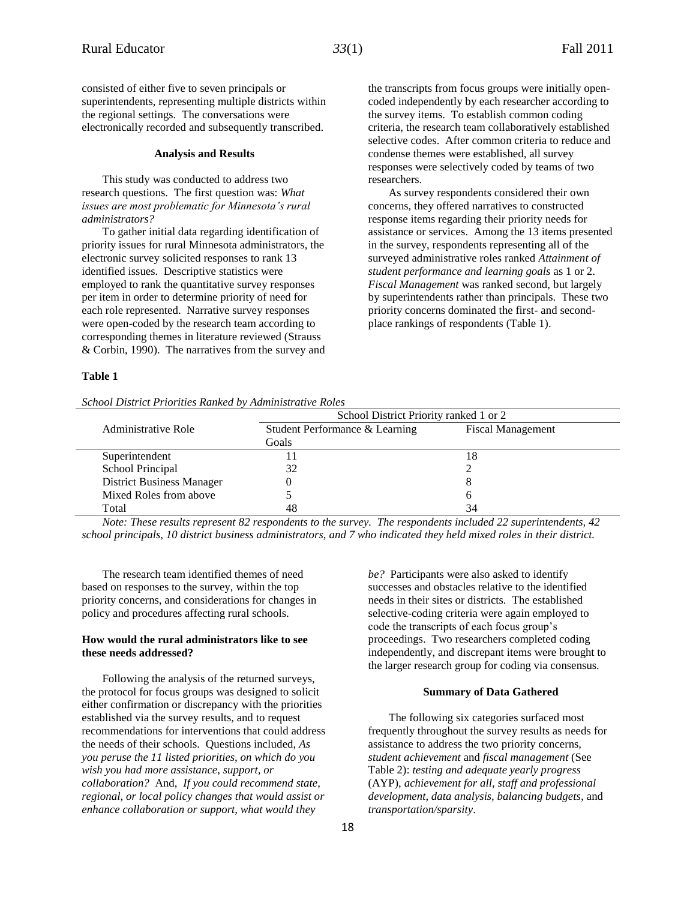consisted of either five to seven principals or superintendents, representing multiple districts within the regional settings. The conversations were electronically recorded and subsequently transcribed.

## Analysis and Results

This study was conducted to address two research questions. The first question was: *What issues are most problematic for Minnesota's rural administrators?*

To gather initial data regarding identification of priority issues for rural Minnesota administrators, the electronic survey solicited responses to rank 13 identified issues. Descriptive statistics were employed to rank the quantitative survey responses per item in order to determine priority of need for each role represented. Narrative survey responses were open-coded by the research team according to corresponding themes in literature reviewed (Strauss & Corbin, 1990). The narratives from the survey and the transcripts from focus groups were initially open-coded independently by each researcher according to the survey items. To establish common coding criteria, the research team collaboratively established selective codes. After common criteria to reduce and condense themes were established, all survey responses were selectively coded by teams of two researchers.

As survey respondents considered their own concerns, they offered narratives to constructed response items regarding their priority needs for assistance or services. Among the 13 items presented in the survey, respondents representing all of the surveyed administrative roles ranked *Attainment of student performance and learning goals* as 1 or 2. *Fiscal Management* was ranked second, but largely by superintendents rather than principals. These two priority concerns dominated the first- and second-place rankings of respondents (Table 1).

**Table 1**

*School District Priorities Ranked by Administrative Roles*

| Administrative Role | School District Priority ranked 1 or 2 | |
|---|---|---|
| | Student Performance & Learning Goals | Fiscal Management |
| Superintendent | 11 | 18 |
| School Principal | 32 | 2 |
| District Business Manager | 0 | 8 |
| Mixed Roles from above | 5 | 6 |
| Total | 48 | 34 |

*Note: These results represent 82 respondents to the survey. The respondents included 22 superintendents, 42 school principals, 10 district business administrators, and 7 who indicated they held mixed roles in their district.*

The research team identified themes of need based on responses to the survey, within the top priority concerns, and considerations for changes in policy and procedures affecting rural schools.

### How would the rural administrators like to see these needs addressed?

Following the analysis of the returned surveys, the protocol for focus groups was designed to solicit either confirmation or discrepancy with the priorities established via the survey results, and to request recommendations for interventions that could address the needs of their schools. Questions included, *As you peruse the 11 listed priorities, on which do you wish you had more assistance, support, or collaboration?* And, *If you could recommend state, regional, or local policy changes that would assist or enhance collaboration or support, what would they be?* Participants were also asked to identify successes and obstacles relative to the identified needs in their sites or districts. The established selective-coding criteria were again employed to code the transcripts of each focus group's proceedings. Two researchers completed coding independently, and discrepant items were brought to the larger research group for coding via consensus.

## Summary of Data Gathered

The following six categories surfaced most frequently throughout the survey results as needs for assistance to address the two priority concerns, *student achievement* and *fiscal management* (See Table 2): *testing and adequate yearly progress* (AYP), *achievement for all, staff and professional development, data analysis, balancing budgets*, and *transportation/sparsity*.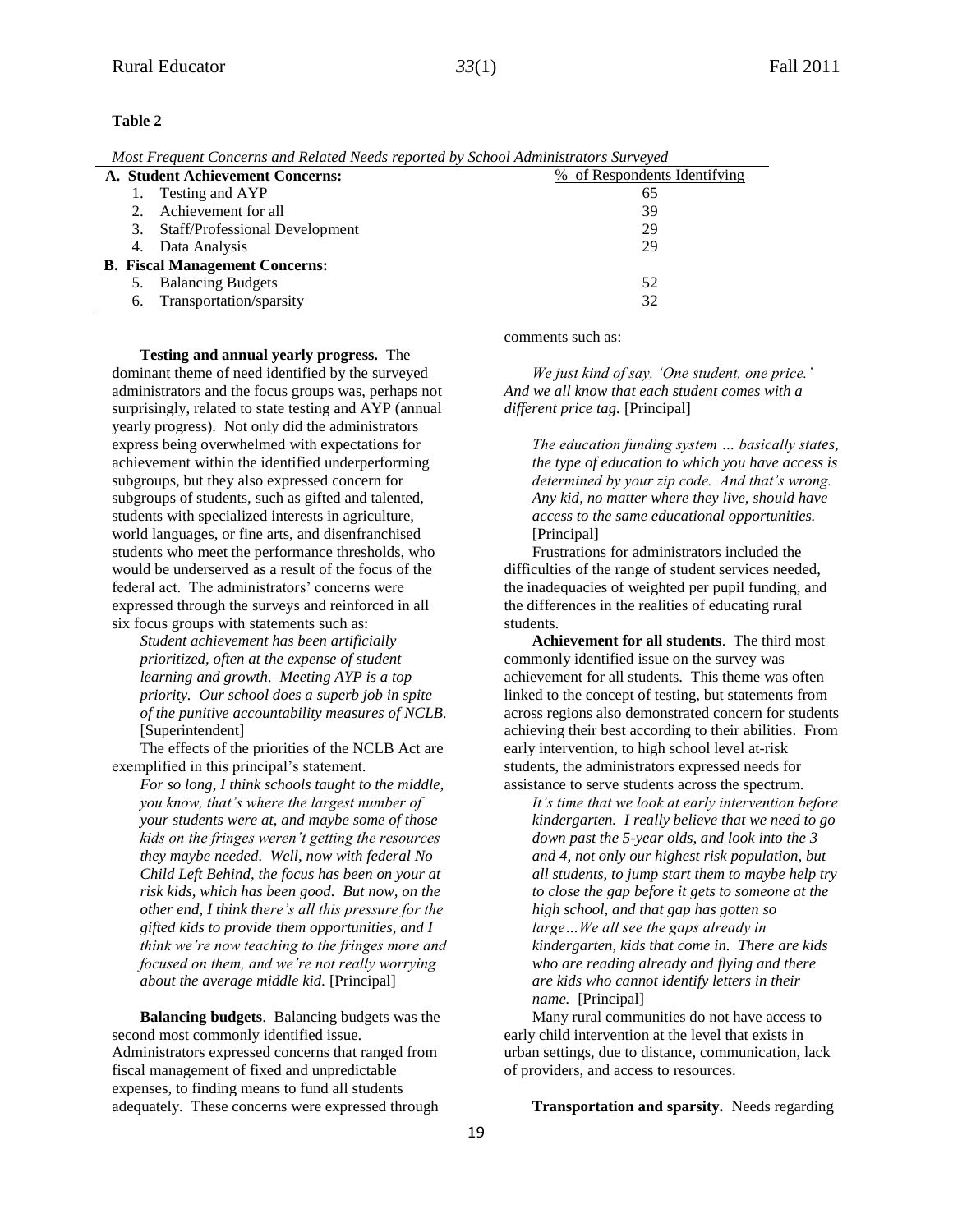**Table 2**

*Most Frequent Concerns and Related Needs reported by School Administrators Surveyed*

| A. Student Achievement Concerns: | % of Respondents Identifying |
|---|---|
| 1. Testing and AYP | 65 |
| 2. Achievement for all | 39 |
| 3. Staff/Professional Development | 29 |
| 4. Data Analysis | 29 |
| **B. Fiscal Management Concerns:** | |
| 5. Balancing Budgets | 52 |
| 6. Transportation/sparsity | 32 |

**Testing and annual yearly progress.** The dominant theme of need identified by the surveyed administrators and the focus groups was, perhaps not surprisingly, related to state testing and AYP (annual yearly progress). Not only did the administrators express being overwhelmed with expectations for achievement within the identified underperforming subgroups, but they also expressed concern for subgroups of students, such as gifted and talented, students with specialized interests in agriculture, world languages, or fine arts, and disenfranchised students who meet the performance thresholds, who would be underserved as a result of the focus of the federal act. The administrators' concerns were expressed through the surveys and reinforced in all six focus groups with statements such as:

> *Student achievement has been artificially prioritized, often at the expense of student learning and growth. Meeting AYP is a top priority. Our school does a superb job in spite of the punitive accountability measures of NCLB.* [Superintendent]

The effects of the priorities of the NCLB Act are exemplified in this principal's statement.

> *For so long, I think schools taught to the middle, you know, that's where the largest number of your students were at, and maybe some of those kids on the fringes weren't getting the resources they maybe needed. Well, now with federal No Child Left Behind, the focus has been on your at risk kids, which has been good. But now, on the other end, I think there's all this pressure for the gifted kids to provide them opportunities, and I think we're now teaching to the fringes more and focused on them, and we're not really worrying about the average middle kid.* [Principal]

**Balancing budgets**. Balancing budgets was the second most commonly identified issue. Administrators expressed concerns that ranged from fiscal management of fixed and unpredictable expenses, to finding means to fund all students adequately. These concerns were expressed through comments such as:

> *We just kind of say, 'One student, one price.' And we all know that each student comes with a different price tag.* [Principal]

> *The education funding system … basically states, the type of education to which you have access is determined by your zip code. And that's wrong. Any kid, no matter where they live, should have access to the same educational opportunities.* [Principal]

Frustrations for administrators included the difficulties of the range of student services needed, the inadequacies of weighted per pupil funding, and the differences in the realities of educating rural students.

**Achievement for all students**. The third most commonly identified issue on the survey was achievement for all students. This theme was often linked to the concept of testing, but statements from across regions also demonstrated concern for students achieving their best according to their abilities. From early intervention, to high school level at-risk students, the administrators expressed needs for assistance to serve students across the spectrum.

> *It's time that we look at early intervention before kindergarten. I really believe that we need to go down past the 5-year olds, and look into the 3 and 4, not only our highest risk population, but all students, to jump start them to maybe help try to close the gap before it gets to someone at the high school, and that gap has gotten so large…We all see the gaps already in kindergarten, kids that come in. There are kids who are reading already and flying and there are kids who cannot identify letters in their name.* [Principal]

Many rural communities do not have access to early child intervention at the level that exists in urban settings, due to distance, communication, lack of providers, and access to resources.

**Transportation and sparsity.** Needs regarding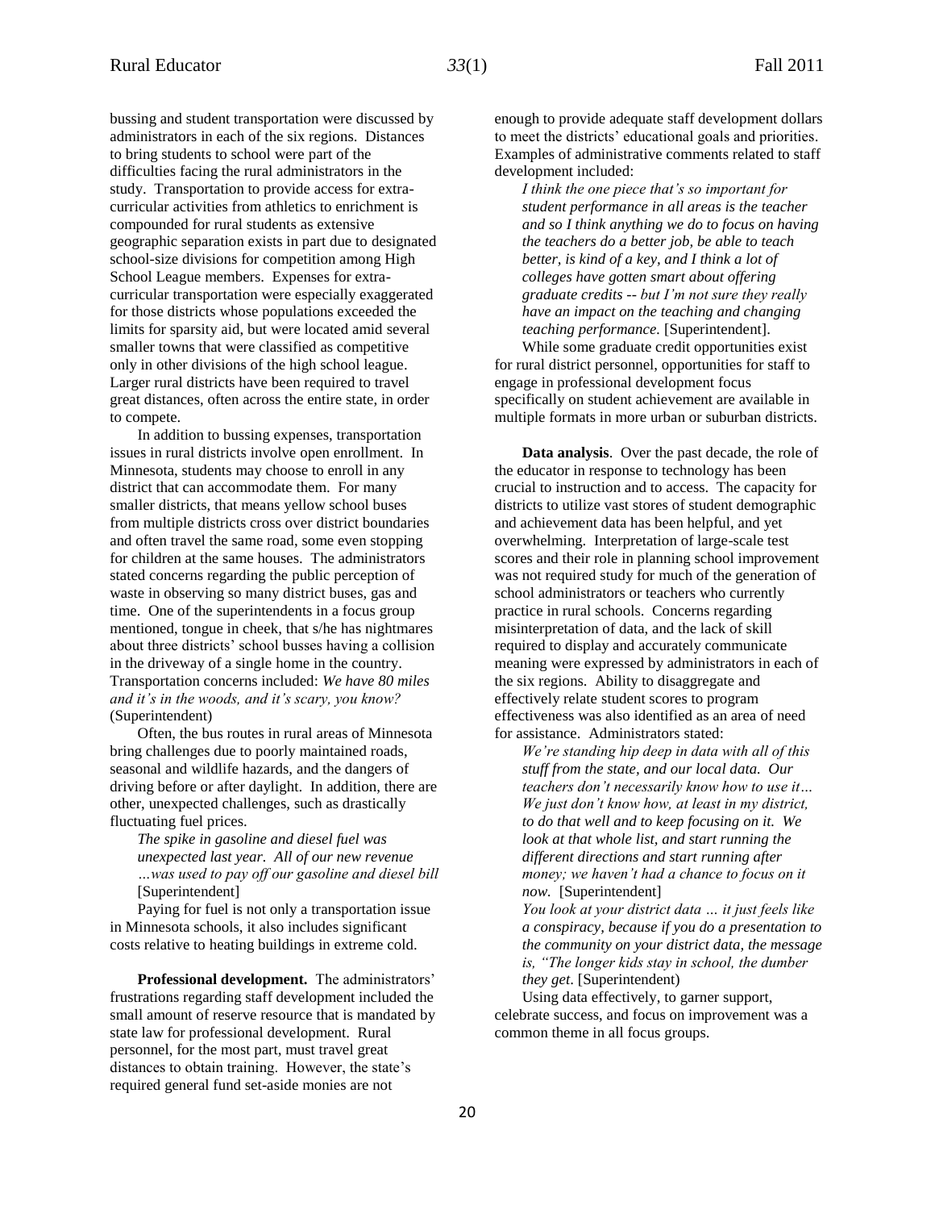bussing and student transportation were discussed by administrators in each of the six regions. Distances to bring students to school were part of the difficulties facing the rural administrators in the study. Transportation to provide access for extra-curricular activities from athletics to enrichment is compounded for rural students as extensive geographic separation exists in part due to designated school-size divisions for competition among High School League members. Expenses for extra-curricular transportation were especially exaggerated for those districts whose populations exceeded the limits for sparsity aid, but were located amid several smaller towns that were classified as competitive only in other divisions of the high school league. Larger rural districts have been required to travel great distances, often across the entire state, in order to compete.

In addition to bussing expenses, transportation issues in rural districts involve open enrollment. In Minnesota, students may choose to enroll in any district that can accommodate them. For many smaller districts, that means yellow school buses from multiple districts cross over district boundaries and often travel the same road, some even stopping for children at the same houses. The administrators stated concerns regarding the public perception of waste in observing so many district buses, gas and time. One of the superintendents in a focus group mentioned, tongue in cheek, that s/he has nightmares about three districts' school busses having a collision in the driveway of a single home in the country. Transportation concerns included: *We have 80 miles and it's in the woods, and it's scary, you know?* (Superintendent)

Often, the bus routes in rural areas of Minnesota bring challenges due to poorly maintained roads, seasonal and wildlife hazards, and the dangers of driving before or after daylight. In addition, there are other, unexpected challenges, such as drastically fluctuating fuel prices.

> *The spike in gasoline and diesel fuel was unexpected last year. All of our new revenue …was used to pay off our gasoline and diesel bill* [Superintendent]

Paying for fuel is not only a transportation issue in Minnesota schools, it also includes significant costs relative to heating buildings in extreme cold.

**Professional development.** The administrators' frustrations regarding staff development included the small amount of reserve resource that is mandated by state law for professional development. Rural personnel, for the most part, must travel great distances to obtain training. However, the state's required general fund set-aside monies are not enough to provide adequate staff development dollars to meet the districts' educational goals and priorities. Examples of administrative comments related to staff development included:

> *I think the one piece that's so important for student performance in all areas is the teacher and so I think anything we do to focus on having the teachers do a better job, be able to teach better, is kind of a key, and I think a lot of colleges have gotten smart about offering graduate credits -- but I'm not sure they really have an impact on the teaching and changing teaching performance.* [Superintendent].

While some graduate credit opportunities exist for rural district personnel, opportunities for staff to engage in professional development focus specifically on student achievement are available in multiple formats in more urban or suburban districts.

**Data analysis**. Over the past decade, the role of the educator in response to technology has been crucial to instruction and to access. The capacity for districts to utilize vast stores of student demographic and achievement data has been helpful, and yet overwhelming. Interpretation of large-scale test scores and their role in planning school improvement was not required study for much of the generation of school administrators or teachers who currently practice in rural schools. Concerns regarding misinterpretation of data, and the lack of skill required to display and accurately communicate meaning were expressed by administrators in each of the six regions. Ability to disaggregate and effectively relate student scores to program effectiveness was also identified as an area of need for assistance. Administrators stated:

> *We're standing hip deep in data with all of this stuff from the state, and our local data. Our teachers don't necessarily know how to use it… We just don't know how, at least in my district, to do that well and to keep focusing on it. We look at that whole list, and start running the different directions and start running after money; we haven't had a chance to focus on it now.* [Superintendent]
>
> *You look at your district data … it just feels like a conspiracy, because if you do a presentation to the community on your district data, the message is, "The longer kids stay in school, the dumber they get*. [Superintendent)

Using data effectively, to garner support, celebrate success, and focus on improvement was a common theme in all focus groups.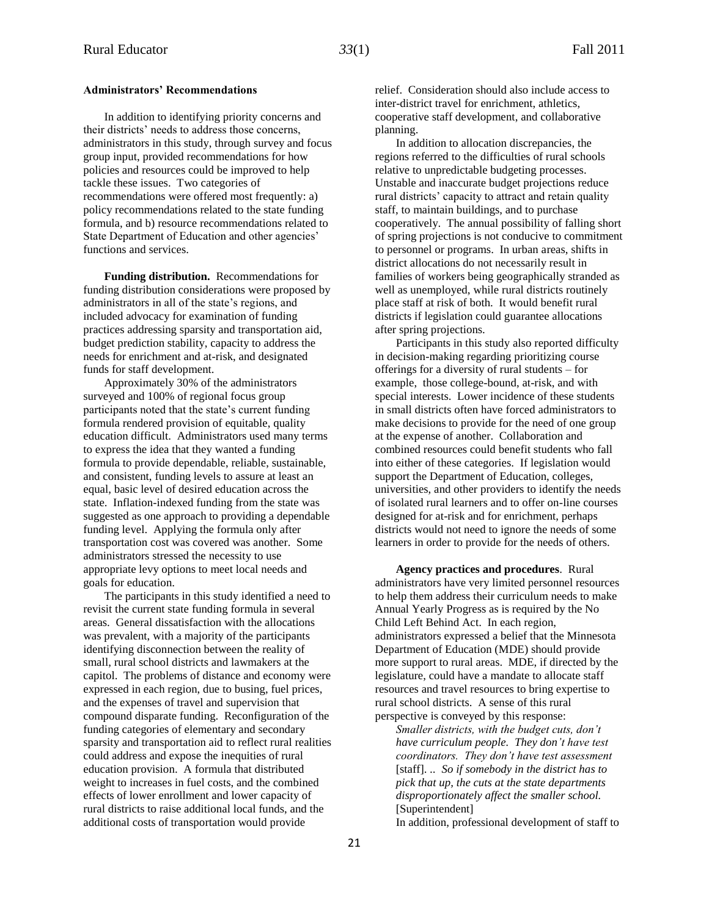### Administrators' Recommendations

In addition to identifying priority concerns and their districts' needs to address those concerns, administrators in this study, through survey and focus group input, provided recommendations for how policies and resources could be improved to help tackle these issues. Two categories of recommendations were offered most frequently: a) policy recommendations related to the state funding formula, and b) resource recommendations related to State Department of Education and other agencies' functions and services.

**Funding distribution.** Recommendations for funding distribution considerations were proposed by administrators in all of the state's regions, and included advocacy for examination of funding practices addressing sparsity and transportation aid, budget prediction stability, capacity to address the needs for enrichment and at-risk, and designated funds for staff development.

Approximately 30% of the administrators surveyed and 100% of regional focus group participants noted that the state's current funding formula rendered provision of equitable, quality education difficult. Administrators used many terms to express the idea that they wanted a funding formula to provide dependable, reliable, sustainable, and consistent, funding levels to assure at least an equal, basic level of desired education across the state. Inflation-indexed funding from the state was suggested as one approach to providing a dependable funding level. Applying the formula only after transportation cost was covered was another. Some administrators stressed the necessity to use appropriate levy options to meet local needs and goals for education.

The participants in this study identified a need to revisit the current state funding formula in several areas. General dissatisfaction with the allocations was prevalent, with a majority of the participants identifying disconnection between the reality of small, rural school districts and lawmakers at the capitol. The problems of distance and economy were expressed in each region, due to busing, fuel prices, and the expenses of travel and supervision that compound disparate funding. Reconfiguration of the funding categories of elementary and secondary sparsity and transportation aid to reflect rural realities could address and expose the inequities of rural education provision. A formula that distributed weight to increases in fuel costs, and the combined effects of lower enrollment and lower capacity of rural districts to raise additional local funds, and the additional costs of transportation would provide relief. Consideration should also include access to inter-district travel for enrichment, athletics, cooperative staff development, and collaborative planning.

In addition to allocation discrepancies, the regions referred to the difficulties of rural schools relative to unpredictable budgeting processes. Unstable and inaccurate budget projections reduce rural districts' capacity to attract and retain quality staff, to maintain buildings, and to purchase cooperatively. The annual possibility of falling short of spring projections is not conducive to commitment to personnel or programs. In urban areas, shifts in district allocations do not necessarily result in families of workers being geographically stranded as well as unemployed, while rural districts routinely place staff at risk of both. It would benefit rural districts if legislation could guarantee allocations after spring projections.

Participants in this study also reported difficulty in decision-making regarding prioritizing course offerings for a diversity of rural students – for example, those college-bound, at-risk, and with special interests. Lower incidence of these students in small districts often have forced administrators to make decisions to provide for the need of one group at the expense of another. Collaboration and combined resources could benefit students who fall into either of these categories. If legislation would support the Department of Education, colleges, universities, and other providers to identify the needs of isolated rural learners and to offer on-line courses designed for at-risk and for enrichment, perhaps districts would not need to ignore the needs of some learners in order to provide for the needs of others.

**Agency practices and procedures**. Rural administrators have very limited personnel resources to help them address their curriculum needs to make Annual Yearly Progress as is required by the No Child Left Behind Act. In each region, administrators expressed a belief that the Minnesota Department of Education (MDE) should provide more support to rural areas. MDE, if directed by the legislature, could have a mandate to allocate staff resources and travel resources to bring expertise to rural school districts. A sense of this rural perspective is conveyed by this response:

> *Smaller districts, with the budget cuts, don't have curriculum people. They don't have test coordinators. They don't have test assessment* [staff]. .. *So if somebody in the district has to pick that up, the cuts at the state departments disproportionately affect the smaller school.* [Superintendent]

In addition, professional development of staff to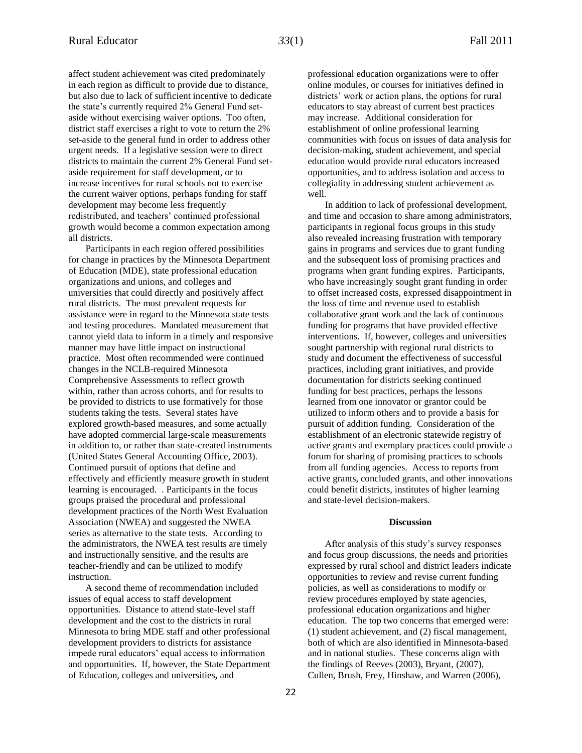affect student achievement was cited predominately in each region as difficult to provide due to distance, but also due to lack of sufficient incentive to dedicate the state's currently required 2% General Fund set-aside without exercising waiver options. Too often, district staff exercises a right to vote to return the 2% set-aside to the general fund in order to address other urgent needs. If a legislative session were to direct districts to maintain the current 2% General Fund set-aside requirement for staff development, or to increase incentives for rural schools not to exercise the current waiver options, perhaps funding for staff development may become less frequently redistributed, and teachers' continued professional growth would become a common expectation among all districts.

Participants in each region offered possibilities for change in practices by the Minnesota Department of Education (MDE), state professional education organizations and unions, and colleges and universities that could directly and positively affect rural districts. The most prevalent requests for assistance were in regard to the Minnesota state tests and testing procedures. Mandated measurement that cannot yield data to inform in a timely and responsive manner may have little impact on instructional practice. Most often recommended were continued changes in the NCLB-required Minnesota Comprehensive Assessments to reflect growth within, rather than across cohorts, and for results to be provided to districts to use formatively for those students taking the tests. Several states have explored growth-based measures, and some actually have adopted commercial large-scale measurements in addition to, or rather than state-created instruments (United States General Accounting Office, 2003). Continued pursuit of options that define and effectively and efficiently measure growth in student learning is encouraged. . Participants in the focus groups praised the procedural and professional development practices of the North West Evaluation Association (NWEA) and suggested the NWEA series as alternative to the state tests. According to the administrators, the NWEA test results are timely and instructionally sensitive, and the results are teacher-friendly and can be utilized to modify instruction.

A second theme of recommendation included issues of equal access to staff development opportunities. Distance to attend state-level staff development and the cost to the districts in rural Minnesota to bring MDE staff and other professional development providers to districts for assistance impede rural educators' equal access to information and opportunities. If, however, the State Department of Education, colleges and universities**,** and professional education organizations were to offer online modules, or courses for initiatives defined in districts' work or action plans, the options for rural educators to stay abreast of current best practices may increase. Additional consideration for establishment of online professional learning communities with focus on issues of data analysis for decision-making, student achievement, and special education would provide rural educators increased opportunities, and to address isolation and access to collegiality in addressing student achievement as well.

In addition to lack of professional development, and time and occasion to share among administrators, participants in regional focus groups in this study also revealed increasing frustration with temporary gains in programs and services due to grant funding and the subsequent loss of promising practices and programs when grant funding expires. Participants, who have increasingly sought grant funding in order to offset increased costs, expressed disappointment in the loss of time and revenue used to establish collaborative grant work and the lack of continuous funding for programs that have provided effective interventions. If, however, colleges and universities sought partnership with regional rural districts to study and document the effectiveness of successful practices, including grant initiatives, and provide documentation for districts seeking continued funding for best practices, perhaps the lessons learned from one innovator or grantor could be utilized to inform others and to provide a basis for pursuit of addition funding. Consideration of the establishment of an electronic statewide registry of active grants and exemplary practices could provide a forum for sharing of promising practices to schools from all funding agencies. Access to reports from active grants, concluded grants, and other innovations could benefit districts, institutes of higher learning and state-level decision-makers.

## Discussion

After analysis of this study's survey responses and focus group discussions, the needs and priorities expressed by rural school and district leaders indicate opportunities to review and revise current funding policies, as well as considerations to modify or review procedures employed by state agencies, professional education organizations and higher education. The top two concerns that emerged were: (1) student achievement, and (2) fiscal management, both of which are also identified in Minnesota-based and in national studies. These concerns align with the findings of Reeves (2003), Bryant, (2007), Cullen, Brush, Frey, Hinshaw, and Warren (2006),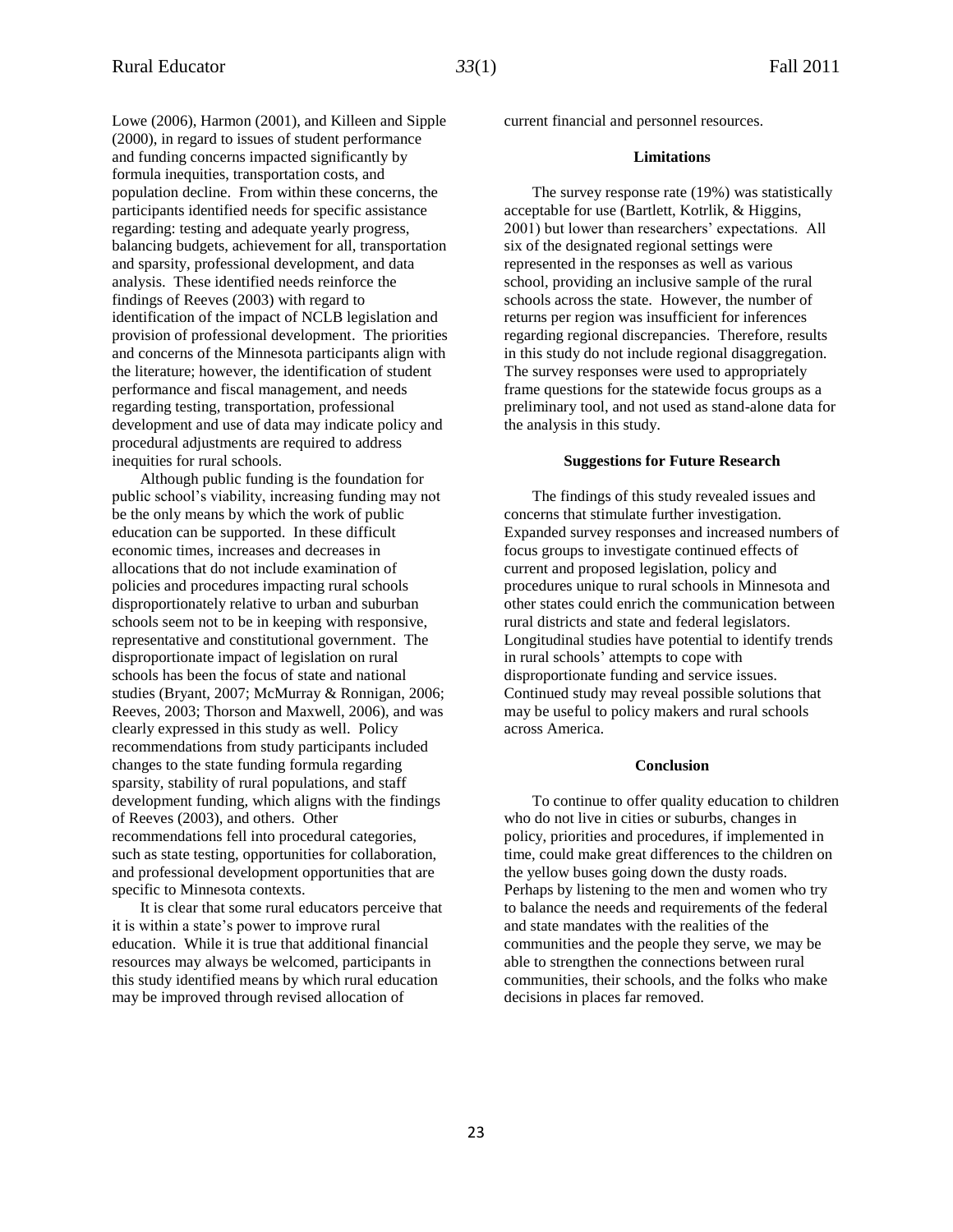Lowe (2006), Harmon (2001), and Killeen and Sipple (2000), in regard to issues of student performance and funding concerns impacted significantly by formula inequities, transportation costs, and population decline. From within these concerns, the participants identified needs for specific assistance regarding: testing and adequate yearly progress, balancing budgets, achievement for all, transportation and sparsity, professional development, and data analysis. These identified needs reinforce the findings of Reeves (2003) with regard to identification of the impact of NCLB legislation and provision of professional development. The priorities and concerns of the Minnesota participants align with the literature; however, the identification of student performance and fiscal management, and needs regarding testing, transportation, professional development and use of data may indicate policy and procedural adjustments are required to address inequities for rural schools.

Although public funding is the foundation for public school's viability, increasing funding may not be the only means by which the work of public education can be supported. In these difficult economic times, increases and decreases in allocations that do not include examination of policies and procedures impacting rural schools disproportionately relative to urban and suburban schools seem not to be in keeping with responsive, representative and constitutional government. The disproportionate impact of legislation on rural schools has been the focus of state and national studies (Bryant, 2007; McMurray & Ronnigan, 2006; Reeves, 2003; Thorson and Maxwell, 2006), and was clearly expressed in this study as well. Policy recommendations from study participants included changes to the state funding formula regarding sparsity, stability of rural populations, and staff development funding, which aligns with the findings of Reeves (2003), and others. Other recommendations fell into procedural categories, such as state testing, opportunities for collaboration, and professional development opportunities that are specific to Minnesota contexts.

It is clear that some rural educators perceive that it is within a state's power to improve rural education. While it is true that additional financial resources may always be welcomed, participants in this study identified means by which rural education may be improved through revised allocation of current financial and personnel resources.

## Limitations

The survey response rate (19%) was statistically acceptable for use (Bartlett, Kotrlik, & Higgins, 2001) but lower than researchers' expectations. All six of the designated regional settings were represented in the responses as well as various school, providing an inclusive sample of the rural schools across the state. However, the number of returns per region was insufficient for inferences regarding regional discrepancies. Therefore, results in this study do not include regional disaggregation. The survey responses were used to appropriately frame questions for the statewide focus groups as a preliminary tool, and not used as stand-alone data for the analysis in this study.

## Suggestions for Future Research

The findings of this study revealed issues and concerns that stimulate further investigation. Expanded survey responses and increased numbers of focus groups to investigate continued effects of current and proposed legislation, policy and procedures unique to rural schools in Minnesota and other states could enrich the communication between rural districts and state and federal legislators. Longitudinal studies have potential to identify trends in rural schools' attempts to cope with disproportionate funding and service issues. Continued study may reveal possible solutions that may be useful to policy makers and rural schools across America.

## Conclusion

To continue to offer quality education to children who do not live in cities or suburbs, changes in policy, priorities and procedures, if implemented in time, could make great differences to the children on the yellow buses going down the dusty roads. Perhaps by listening to the men and women who try to balance the needs and requirements of the federal and state mandates with the realities of the communities and the people they serve, we may be able to strengthen the connections between rural communities, their schools, and the folks who make decisions in places far removed.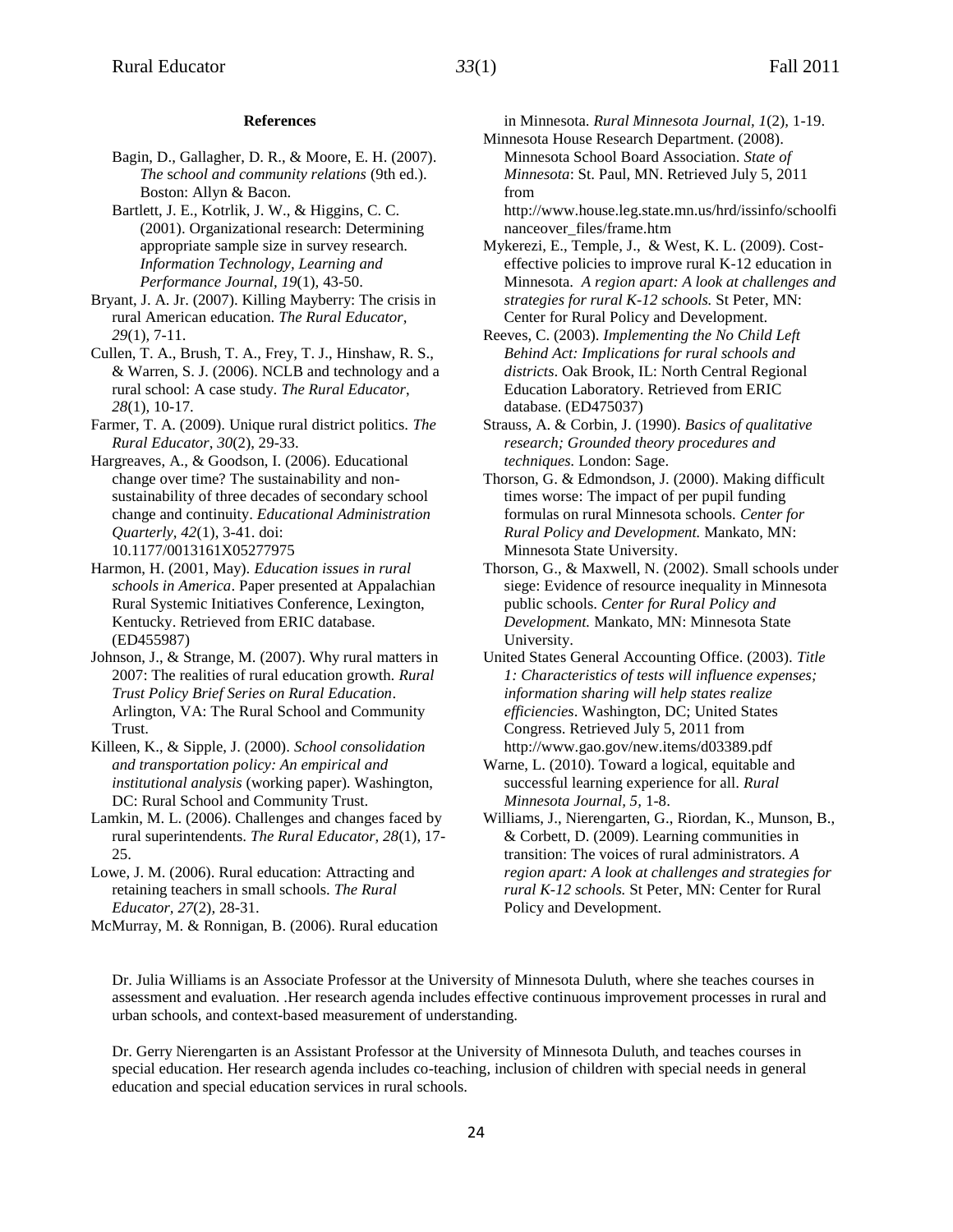**References**

Bagin, D., Gallagher, D. R., & Moore, E. H. (2007). *The school and community relations* (9th ed.). Boston: Allyn & Bacon.

Bartlett, J. E., Kotrlik, J. W., & Higgins, C. C. (2001). Organizational research: Determining appropriate sample size in survey research. *Information Technology, Learning and Performance Journal, 19*(1), 43-50.

Bryant, J. A. Jr. (2007). Killing Mayberry: The crisis in rural American education. *The Rural Educator, 29*(1), 7-11.

Cullen, T. A., Brush, T. A., Frey, T. J., Hinshaw, R. S., & Warren, S. J. (2006). NCLB and technology and a rural school: A case study. *The Rural Educator*, *28*(1), 10-17.

Farmer, T. A. (2009). Unique rural district politics. *The Rural Educator, 30*(2), 29-33.

Hargreaves, A., & Goodson, I. (2006). Educational change over time? The sustainability and non-sustainability of three decades of secondary school change and continuity. *Educational Administration Quarterly, 42*(1), 3-41. doi: 10.1177/0013161X05277975

Harmon, H. (2001, May). *Education issues in rural schools in America*. Paper presented at Appalachian Rural Systemic Initiatives Conference, Lexington, Kentucky. Retrieved from ERIC database. (ED455987)

Johnson, J., & Strange, M. (2007). Why rural matters in 2007: The realities of rural education growth. *Rural Trust Policy Brief Series on Rural Education*. Arlington, VA: The Rural School and Community Trust.

Killeen, K., & Sipple, J. (2000). *School consolidation and transportation policy: An empirical and institutional analysis* (working paper). Washington, DC: Rural School and Community Trust.

Lamkin, M. L. (2006). Challenges and changes faced by rural superintendents. *The Rural Educator, 28*(1), 17-25.

Lowe, J. M. (2006). Rural education: Attracting and retaining teachers in small schools. *The Rural Educator, 27*(2), 28-31.

McMurray, M. & Ronnigan, B. (2006). Rural education in Minnesota. *Rural Minnesota Journal, 1*(2), 1-19.

Minnesota House Research Department. (2008). Minnesota School Board Association. *State of Minnesota*: St. Paul, MN. Retrieved July 5, 2011 from http://www.house.leg.state.mn.us/hrd/issinfo/schoolfinanceover_files/frame.htm

Mykerezi, E., Temple, J., & West, K. L. (2009). Cost-effective policies to improve rural K-12 education in Minnesota. *A region apart: A look at challenges and strategies for rural K-12 schools.* St Peter, MN: Center for Rural Policy and Development.

Reeves, C. (2003). *Implementing the No Child Left Behind Act: Implications for rural schools and districts*. Oak Brook, IL: North Central Regional Education Laboratory. Retrieved from ERIC database. (ED475037)

Strauss, A. & Corbin, J. (1990). *Basics of qualitative research; Grounded theory procedures and techniques.* London: Sage.

Thorson, G. & Edmondson, J. (2000). Making difficult times worse: The impact of per pupil funding formulas on rural Minnesota schools. *Center for Rural Policy and Development.* Mankato, MN: Minnesota State University.

Thorson, G., & Maxwell, N. (2002). Small schools under siege: Evidence of resource inequality in Minnesota public schools. *Center for Rural Policy and Development.* Mankato, MN: Minnesota State University.

United States General Accounting Office. (2003). *Title 1: Characteristics of tests will influence expenses; information sharing will help states realize efficiencies*. Washington, DC; United States Congress. Retrieved July 5, 2011 from http://www.gao.gov/new.items/d03389.pdf

Warne, L. (2010). Toward a logical, equitable and successful learning experience for all. *Rural Minnesota Journal, 5*, 1-8.

Williams, J., Nierengarten, G., Riordan, K., Munson, B., & Corbett, D. (2009). Learning communities in transition: The voices of rural administrators. *A region apart: A look at challenges and strategies for rural K-12 schools.* St Peter, MN: Center for Rural Policy and Development.

Dr. Julia Williams is an Associate Professor at the University of Minnesota Duluth, where she teaches courses in assessment and evaluation. .Her research agenda includes effective continuous improvement processes in rural and urban schools, and context-based measurement of understanding.

Dr. Gerry Nierengarten is an Assistant Professor at the University of Minnesota Duluth, and teaches courses in special education. Her research agenda includes co-teaching, inclusion of children with special needs in general education and special education services in rural schools.